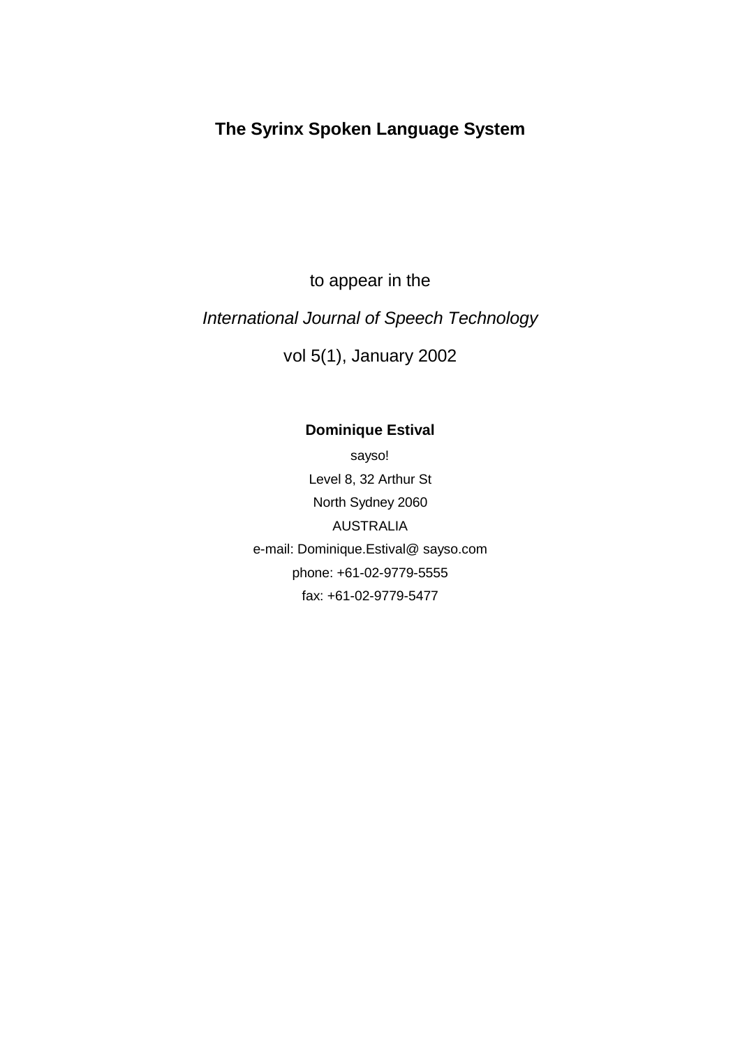# The Syrinx Spoken Language System

to appear in the

*International Journal of Speech Technology*

vol 5(1), January 2002

**Dominique Estival**

sayso!

Level 8, 32 Arthur St

North Sydney 2060

AUSTRALIA

e-mail: Dominique.Estival@ sayso.com

phone: +61-02-9779-5555

fax: +61-02-9779-5477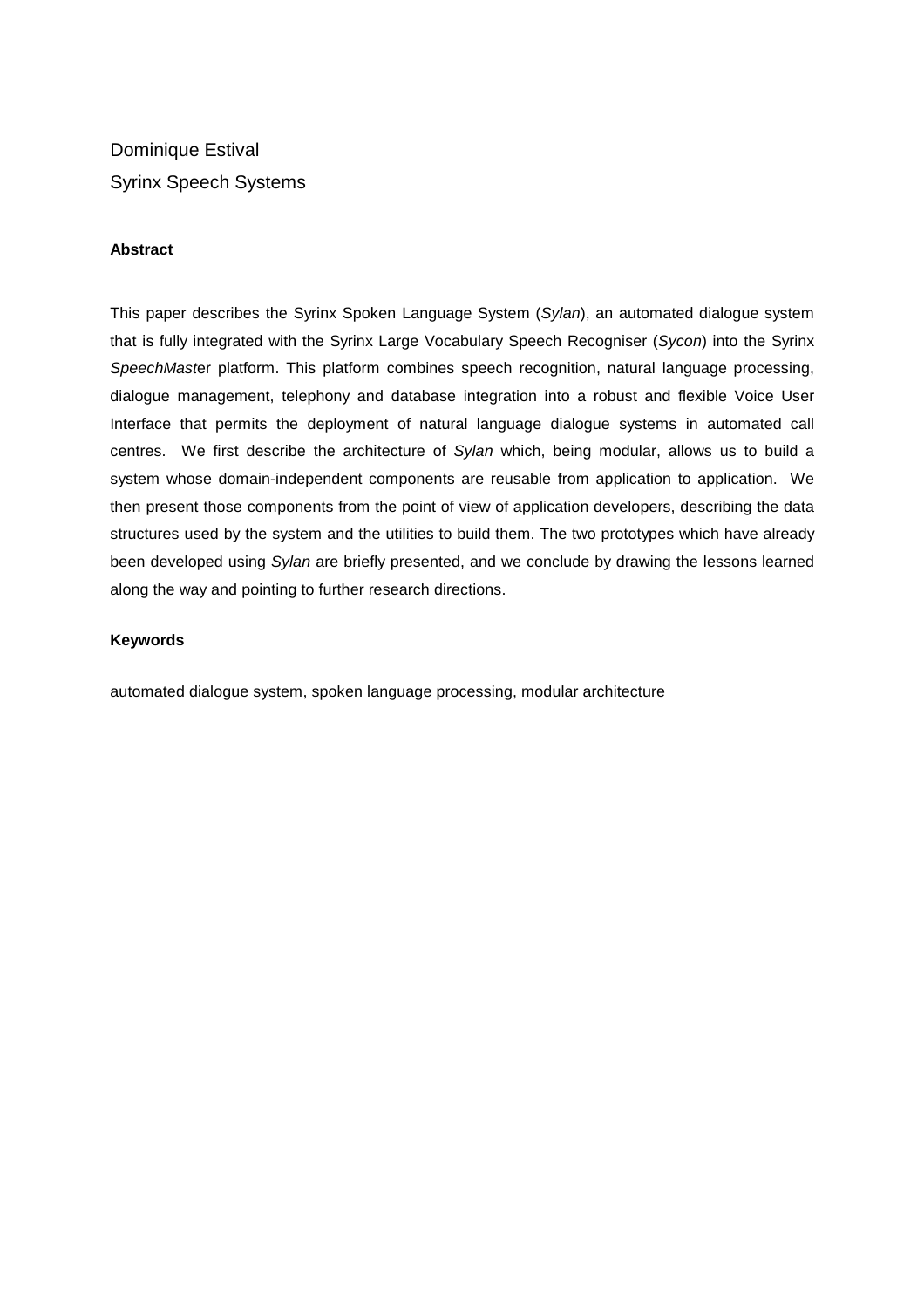Dominique Estival

Syrinx Speech Systems

**Abstract**

This paper describes the Syrinx Spoken Language System (*Sylan*), an automated dialogue system that is fully integrated with the Syrinx Large Vocabulary Speech Recogniser (*Sycon*) into the Syrinx *SpeechMast*er platform. This platform combines speech recognition, natural language processing, dialogue management, telephony and database integration into a robust and flexible Voice User Interface that permits the deployment of natural language dialogue systems in automated call centres. We first describe the architecture of *Sylan* which, being modular, allows us to build a system whose domain-independent components are reusable from application to application. We then present those components from the point of view of application developers, describing the data structures used by the system and the utilities to build them. The two prototypes which have already been developed using *Sylan* are briefly presented, and we conclude by drawing the lessons learned along the way and pointing to further research directions.

**Keywords**

automated dialogue system, spoken language processing, modular architecture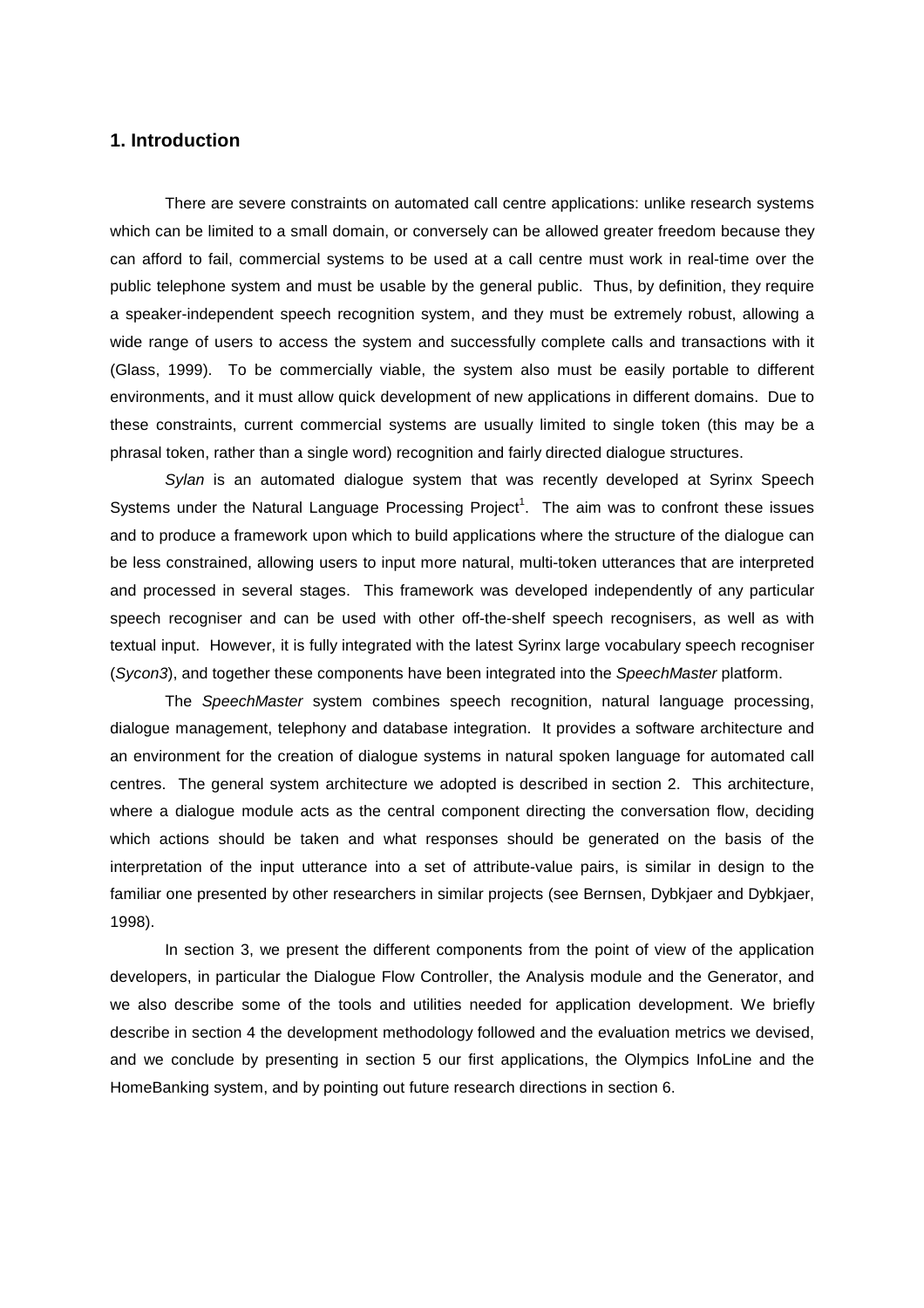## 1. Introduction

There are severe constraints on automated call centre applications: unlike research systems which can be limited to a small domain, or conversely can be allowed greater freedom because they can afford to fail, commercial systems to be used at a call centre must work in real-time over the public telephone system and must be usable by the general public. Thus, by definition, they require a speaker-independent speech recognition system, and they must be extremely robust, allowing a wide range of users to access the system and successfully complete calls and transactions with it (Glass, 1999). To be commercially viable, the system also must be easily portable to different environments, and it must allow quick development of new applications in different domains. Due to these constraints, current commercial systems are usually limited to single token (this may be a phrasal token, rather than a single word) recognition and fairly directed dialogue structures.

*Sylan* is an automated dialogue system that was recently developed at Syrinx Speech Systems under the Natural Language Processing Project[1]. The aim was to confront these issues and to produce a framework upon which to build applications where the structure of the dialogue can be less constrained, allowing users to input more natural, multi-token utterances that are interpreted and processed in several stages. This framework was developed independently of any particular speech recogniser and can be used with other off-the-shelf speech recognisers, as well as with textual input. However, it is fully integrated with the latest Syrinx large vocabulary speech recogniser (*Sycon3*), and together these components have been integrated into the *SpeechMaster* platform.

The *SpeechMaster* system combines speech recognition, natural language processing, dialogue management, telephony and database integration. It provides a software architecture and an environment for the creation of dialogue systems in natural spoken language for automated call centres. The general system architecture we adopted is described in section 2. This architecture, where a dialogue module acts as the central component directing the conversation flow, deciding which actions should be taken and what responses should be generated on the basis of the interpretation of the input utterance into a set of attribute-value pairs, is similar in design to the familiar one presented by other researchers in similar projects (see Bernsen, Dybkjaer and Dybkjaer, 1998).

In section 3, we present the different components from the point of view of the application developers, in particular the Dialogue Flow Controller, the Analysis module and the Generator, and we also describe some of the tools and utilities needed for application development. We briefly describe in section 4 the development methodology followed and the evaluation metrics we devised, and we conclude by presenting in section 5 our first applications, the Olympics InfoLine and the HomeBanking system, and by pointing out future research directions in section 6.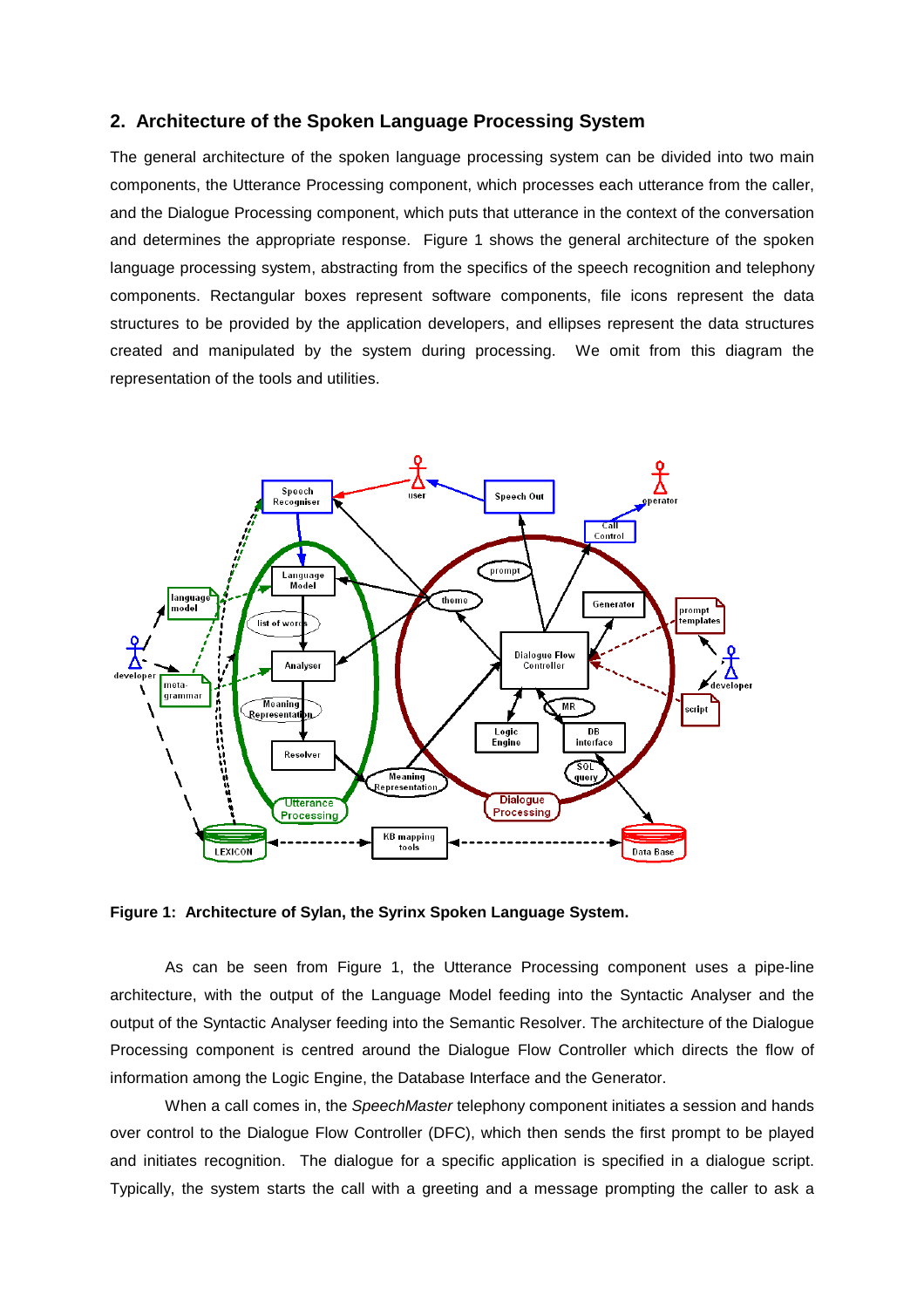## 2. Architecture of the Spoken Language Processing System

The general architecture of the spoken language processing system can be divided into two main components, the Utterance Processing component, which processes each utterance from the caller, and the Dialogue Processing component, which puts that utterance in the context of the conversation and determines the appropriate response. Figure 1 shows the general architecture of the spoken language processing system, abstracting from the specifics of the speech recognition and telephony components. Rectangular boxes represent software components, file icons represent the data structures to be provided by the application developers, and ellipses represent the data structures created and manipulated by the system during processing. We omit from this diagram the representation of the tools and utilities.

**Figure 1: Architecture of Sylan, the Syrinx Spoken Language System.**

As can be seen from Figure 1, the Utterance Processing component uses a pipe-line architecture, with the output of the Language Model feeding into the Syntactic Analyser and the output of the Syntactic Analyser feeding into the Semantic Resolver. The architecture of the Dialogue Processing component is centred around the Dialogue Flow Controller which directs the flow of information among the Logic Engine, the Database Interface and the Generator.

When a call comes in, the *SpeechMaster* telephony component initiates a session and hands over control to the Dialogue Flow Controller (DFC), which then sends the first prompt to be played and initiates recognition. The dialogue for a specific application is specified in a dialogue script. Typically, the system starts the call with a greeting and a message prompting the caller to ask a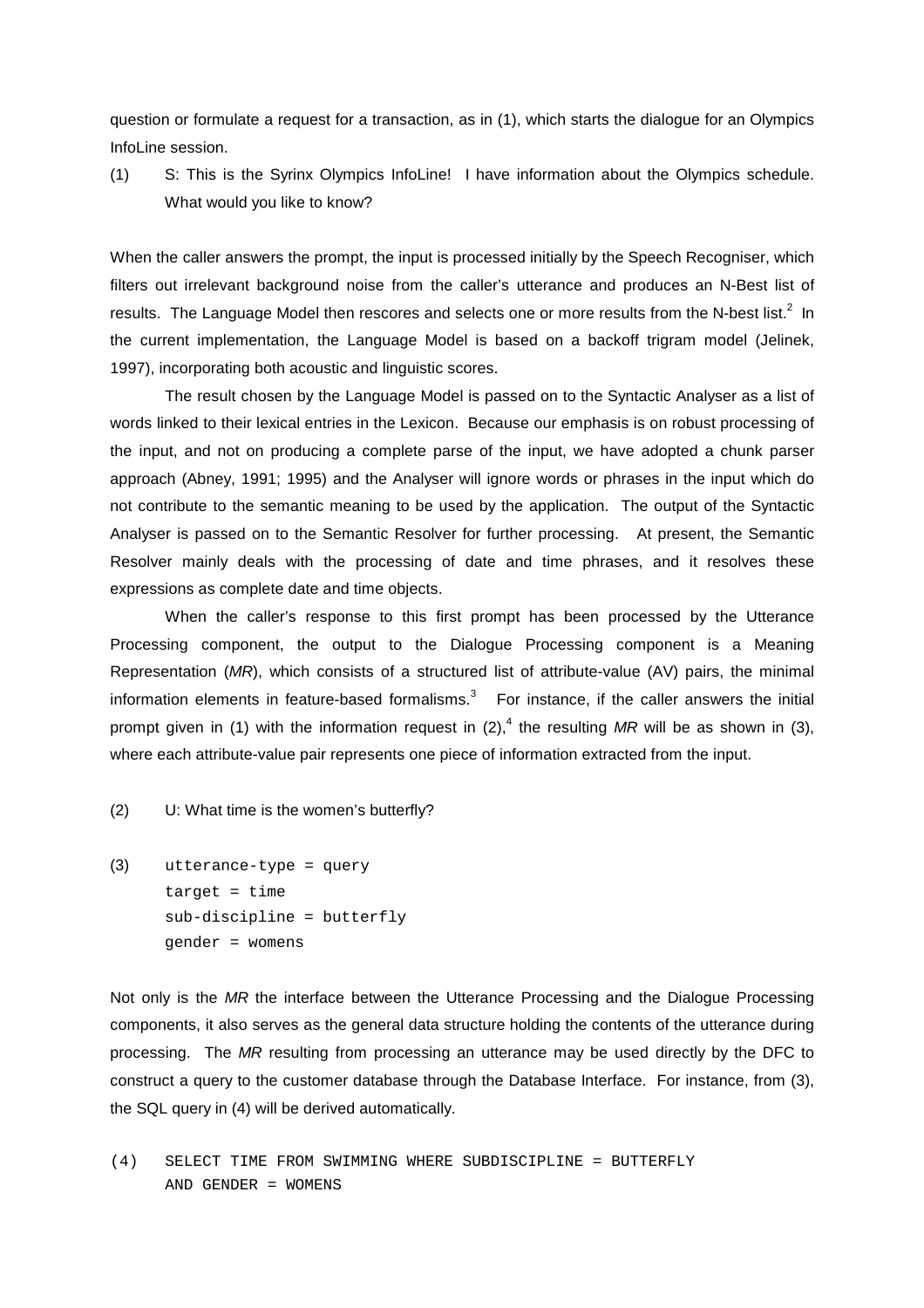question or formulate a request for a transaction, as in (1), which starts the dialogue for an Olympics InfoLine session.

(1) S: This is the Syrinx Olympics InfoLine! I have information about the Olympics schedule. What would you like to know?

When the caller answers the prompt, the input is processed initially by the Speech Recogniser, which filters out irrelevant background noise from the caller's utterance and produces an N-Best list of results. The Language Model then rescores and selects one or more results from the N-best list.[2] In the current implementation, the Language Model is based on a backoff trigram model (Jelinek, 1997), incorporating both acoustic and linguistic scores.

The result chosen by the Language Model is passed on to the Syntactic Analyser as a list of words linked to their lexical entries in the Lexicon. Because our emphasis is on robust processing of the input, and not on producing a complete parse of the input, we have adopted a chunk parser approach (Abney, 1991; 1995) and the Analyser will ignore words or phrases in the input which do not contribute to the semantic meaning to be used by the application. The output of the Syntactic Analyser is passed on to the Semantic Resolver for further processing. At present, the Semantic Resolver mainly deals with the processing of date and time phrases, and it resolves these expressions as complete date and time objects.

When the caller's response to this first prompt has been processed by the Utterance Processing component, the output to the Dialogue Processing component is a Meaning Representation (*MR*), which consists of a structured list of attribute-value (AV) pairs, the minimal information elements in feature-based formalisms.[3] For instance, if the caller answers the initial prompt given in (1) with the information request in (2),[4] the resulting *MR* will be as shown in (3), where each attribute-value pair represents one piece of information extracted from the input.

(2) U: What time is the women's butterfly?

(3)
```
utterance-type = query
target = time
sub-discipline = butterfly
gender = womens
```

Not only is the *MR* the interface between the Utterance Processing and the Dialogue Processing components, it also serves as the general data structure holding the contents of the utterance during processing. The *MR* resulting from processing an utterance may be used directly by the DFC to construct a query to the customer database through the Database Interface. For instance, from (3), the SQL query in (4) will be derived automatically.

(4)
```
SELECT TIME FROM SWIMMING WHERE SUBDISCIPLINE = BUTTERFLY
AND GENDER = WOMENS
```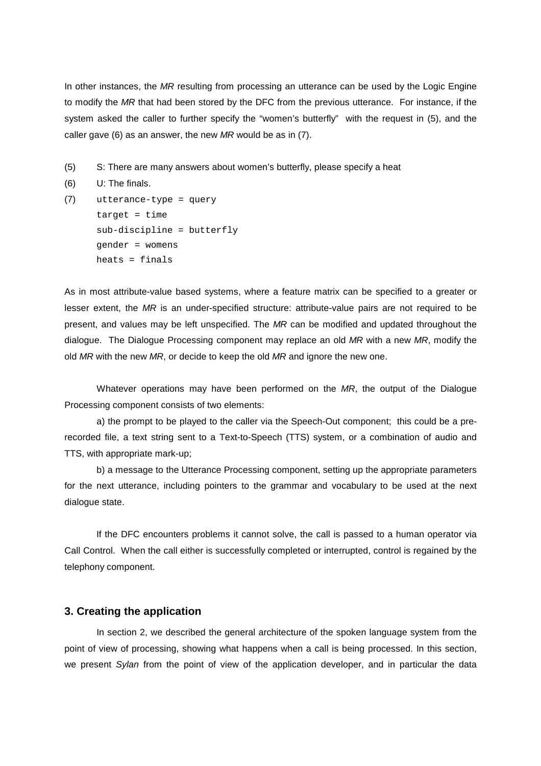In other instances, the *MR* resulting from processing an utterance can be used by the Logic Engine to modify the *MR* that had been stored by the DFC from the previous utterance. For instance, if the system asked the caller to further specify the "women's butterfly" with the request in (5), and the caller gave (6) as an answer, the new *MR* would be as in (7).

(5) S: There are many answers about women's butterfly, please specify a heat

(6) U: The finals.

(7)
```
utterance-type = query
target = time
sub-discipline = butterfly
gender = womens
heats = finals
```

As in most attribute-value based systems, where a feature matrix can be specified to a greater or lesser extent, the *MR* is an under-specified structure: attribute-value pairs are not required to be present, and values may be left unspecified. The *MR* can be modified and updated throughout the dialogue. The Dialogue Processing component may replace an old *MR* with a new *MR*, modify the old *MR* with the new *MR*, or decide to keep the old *MR* and ignore the new one.

Whatever operations may have been performed on the *MR*, the output of the Dialogue Processing component consists of two elements:

a) the prompt to be played to the caller via the Speech-Out component; this could be a pre-recorded file, a text string sent to a Text-to-Speech (TTS) system, or a combination of audio and TTS, with appropriate mark-up;

b) a message to the Utterance Processing component, setting up the appropriate parameters for the next utterance, including pointers to the grammar and vocabulary to be used at the next dialogue state.

If the DFC encounters problems it cannot solve, the call is passed to a human operator via Call Control. When the call either is successfully completed or interrupted, control is regained by the telephony component.

### 3. Creating the application

In section 2, we described the general architecture of the spoken language system from the point of view of processing, showing what happens when a call is being processed. In this section, we present *Sylan* from the point of view of the application developer, and in particular the data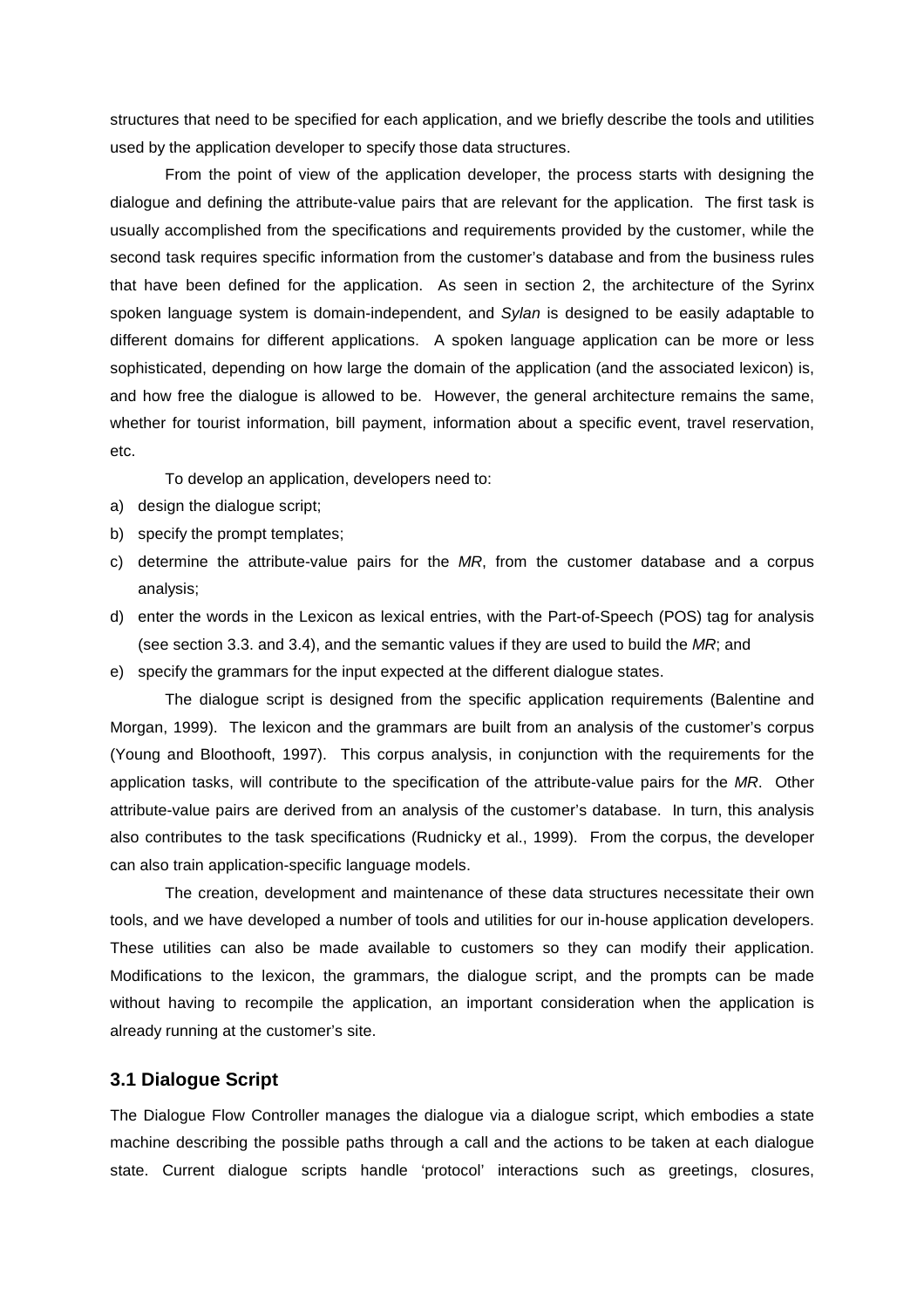structures that need to be specified for each application, and we briefly describe the tools and utilities used by the application developer to specify those data structures.

From the point of view of the application developer, the process starts with designing the dialogue and defining the attribute-value pairs that are relevant for the application. The first task is usually accomplished from the specifications and requirements provided by the customer, while the second task requires specific information from the customer's database and from the business rules that have been defined for the application. As seen in section 2, the architecture of the Syrinx spoken language system is domain-independent, and *Sylan* is designed to be easily adaptable to different domains for different applications. A spoken language application can be more or less sophisticated, depending on how large the domain of the application (and the associated lexicon) is, and how free the dialogue is allowed to be. However, the general architecture remains the same, whether for tourist information, bill payment, information about a specific event, travel reservation, etc.

To develop an application, developers need to:

a) design the dialogue script;
b) specify the prompt templates;
c) determine the attribute-value pairs for the *MR*, from the customer database and a corpus analysis;
d) enter the words in the Lexicon as lexical entries, with the Part-of-Speech (POS) tag for analysis (see section 3.3. and 3.4), and the semantic values if they are used to build the *MR*; and
e) specify the grammars for the input expected at the different dialogue states.

The dialogue script is designed from the specific application requirements (Balentine and Morgan, 1999). The lexicon and the grammars are built from an analysis of the customer's corpus (Young and Bloothooft, 1997). This corpus analysis, in conjunction with the requirements for the application tasks, will contribute to the specification of the attribute-value pairs for the *MR*. Other attribute-value pairs are derived from an analysis of the customer's database. In turn, this analysis also contributes to the task specifications (Rudnicky et al., 1999). From the corpus, the developer can also train application-specific language models.

The creation, development and maintenance of these data structures necessitate their own tools, and we have developed a number of tools and utilities for our in-house application developers. These utilities can also be made available to customers so they can modify their application. Modifications to the lexicon, the grammars, the dialogue script, and the prompts can be made without having to recompile the application, an important consideration when the application is already running at the customer's site.

### 3.1 Dialogue Script

The Dialogue Flow Controller manages the dialogue via a dialogue script, which embodies a state machine describing the possible paths through a call and the actions to be taken at each dialogue state. Current dialogue scripts handle 'protocol' interactions such as greetings, closures,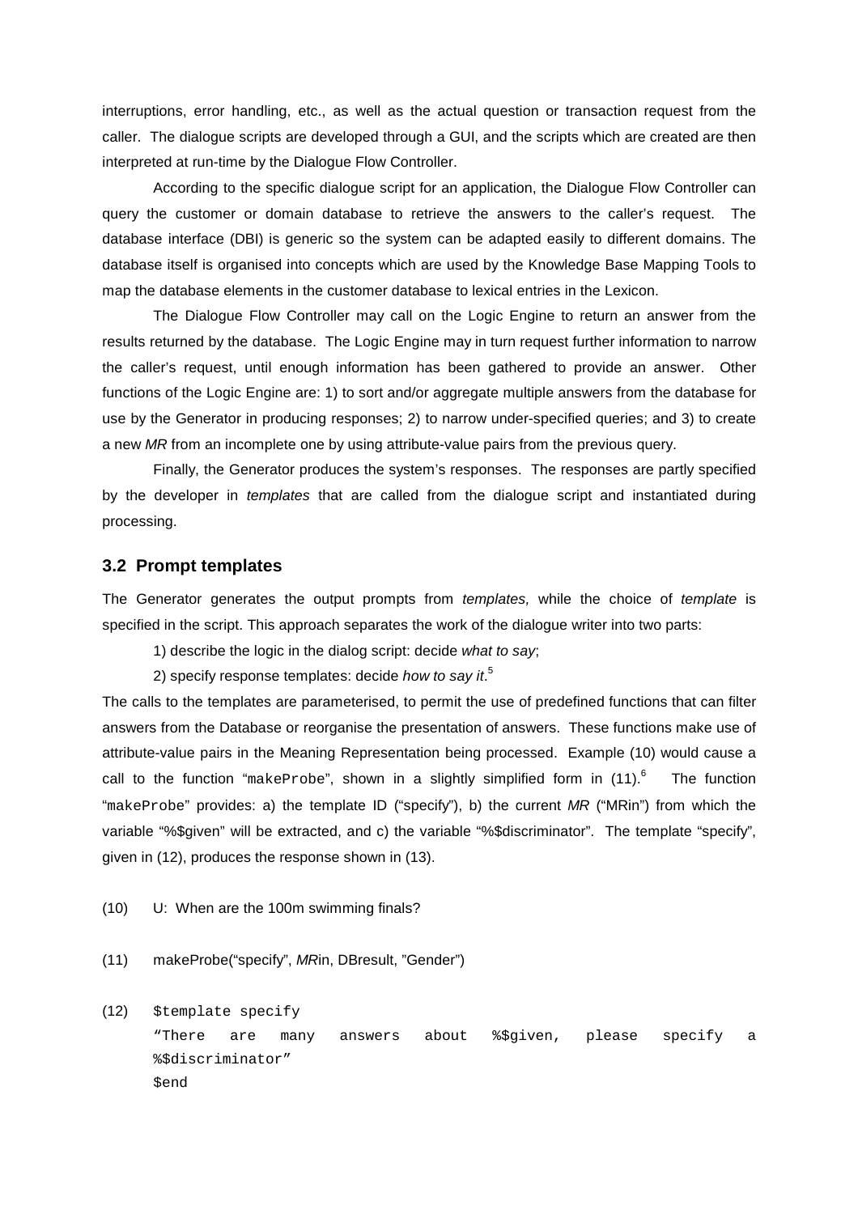interruptions, error handling, etc., as well as the actual question or transaction request from the caller. The dialogue scripts are developed through a GUI, and the scripts which are created are then interpreted at run-time by the Dialogue Flow Controller.

According to the specific dialogue script for an application, the Dialogue Flow Controller can query the customer or domain database to retrieve the answers to the caller's request. The database interface (DBI) is generic so the system can be adapted easily to different domains. The database itself is organised into concepts which are used by the Knowledge Base Mapping Tools to map the database elements in the customer database to lexical entries in the Lexicon.

The Dialogue Flow Controller may call on the Logic Engine to return an answer from the results returned by the database. The Logic Engine may in turn request further information to narrow the caller's request, until enough information has been gathered to provide an answer. Other functions of the Logic Engine are: 1) to sort and/or aggregate multiple answers from the database for use by the Generator in producing responses; 2) to narrow under-specified queries; and 3) to create a new *MR* from an incomplete one by using attribute-value pairs from the previous query.

Finally, the Generator produces the system's responses. The responses are partly specified by the developer in *templates* that are called from the dialogue script and instantiated during processing.

### 3.2 Prompt templates

The Generator generates the output prompts from *templates,* while the choice of *template* is specified in the script. This approach separates the work of the dialogue writer into two parts:

1) describe the logic in the dialog script: decide *what to say*;

2) specify response templates: decide *how to say it*.[5]

The calls to the templates are parameterised, to permit the use of predefined functions that can filter answers from the Database or reorganise the presentation of answers. These functions make use of attribute-value pairs in the Meaning Representation being processed. Example (10) would cause a call to the function "`makeProbe`", shown in a slightly simplified form in (11).[6] The function "`makeProbe`" provides: a) the template ID ("specify"), b) the current *MR* ("MRin") from which the variable "%$given" will be extracted, and c) the variable "%$discriminator". The template "specify", given in (12), produces the response shown in (13).

(10) U: When are the 100m swimming finals?

(11) makeProbe("specify", *MR*in, DBresult, "Gender")

(12)
```
$template specify
"There are many answers about %$given, please specify a %$discriminator"
$end
```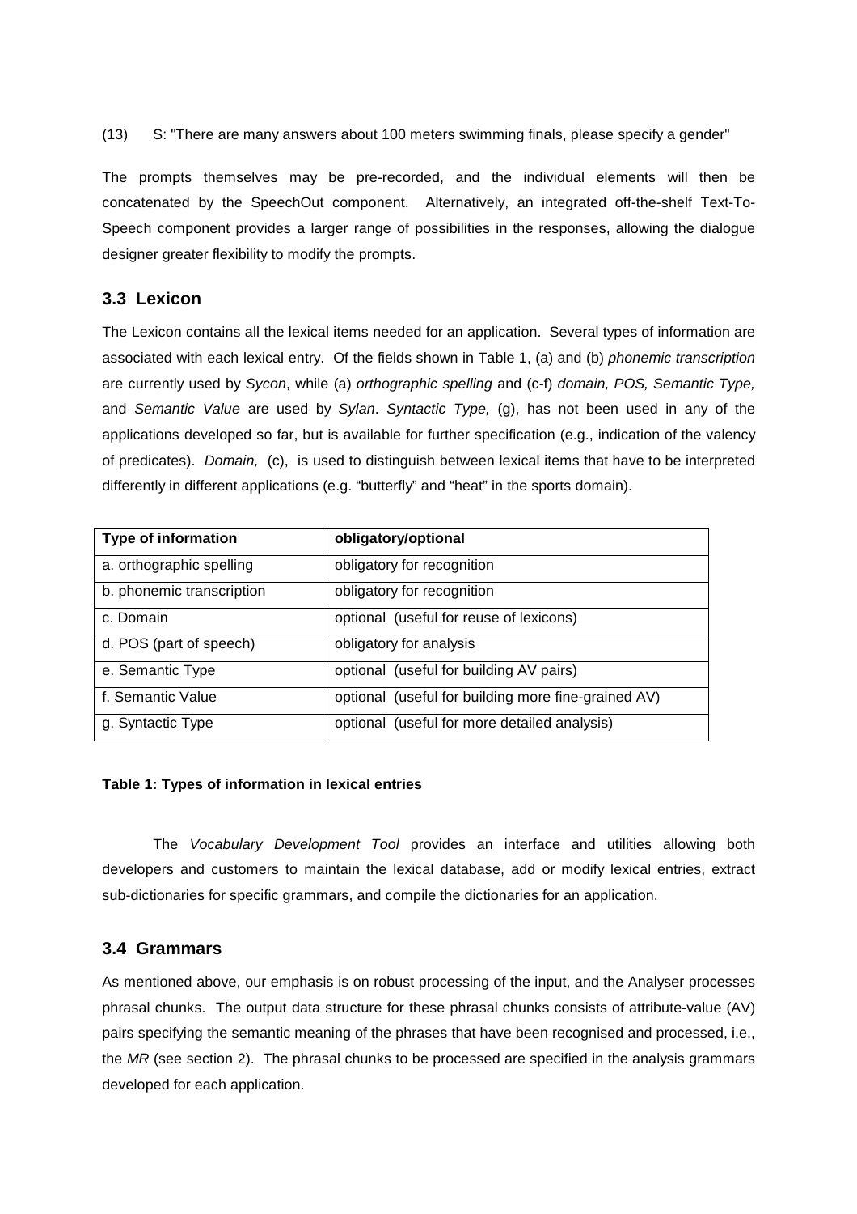(13) S: "There are many answers about 100 meters swimming finals, please specify a gender"

The prompts themselves may be pre-recorded, and the individual elements will then be concatenated by the SpeechOut component. Alternatively, an integrated off-the-shelf Text-To-Speech component provides a larger range of possibilities in the responses, allowing the dialogue designer greater flexibility to modify the prompts.

## 3.3 Lexicon

The Lexicon contains all the lexical items needed for an application. Several types of information are associated with each lexical entry. Of the fields shown in Table 1, (a) and (b) *phonemic transcription* are currently used by *Sycon*, while (a) *orthographic spelling* and (c-f) *domain, POS, Semantic Type,* and *Semantic Value* are used by *Sylan*. *Syntactic Type,* (g), has not been used in any of the applications developed so far, but is available for further specification (e.g., indication of the valency of predicates). *Domain,* (c), is used to distinguish between lexical items that have to be interpreted differently in different applications (e.g. "butterfly" and "heat" in the sports domain).

| Type of information | obligatory/optional |
|---|---|
| a. orthographic spelling | obligatory for recognition |
| b. phonemic transcription | obligatory for recognition |
| c. Domain | optional (useful for reuse of lexicons) |
| d. POS (part of speech) | obligatory for analysis |
| e. Semantic Type | optional (useful for building AV pairs) |
| f. Semantic Value | optional (useful for building more fine-grained AV) |
| g. Syntactic Type | optional (useful for more detailed analysis) |

**Table 1: Types of information in lexical entries**

The *Vocabulary Development Tool* provides an interface and utilities allowing both developers and customers to maintain the lexical database, add or modify lexical entries, extract sub-dictionaries for specific grammars, and compile the dictionaries for an application.

## 3.4 Grammars

As mentioned above, our emphasis is on robust processing of the input, and the Analyser processes phrasal chunks. The output data structure for these phrasal chunks consists of attribute-value (AV) pairs specifying the semantic meaning of the phrases that have been recognised and processed, i.e., the *MR* (see section 2). The phrasal chunks to be processed are specified in the analysis grammars developed for each application.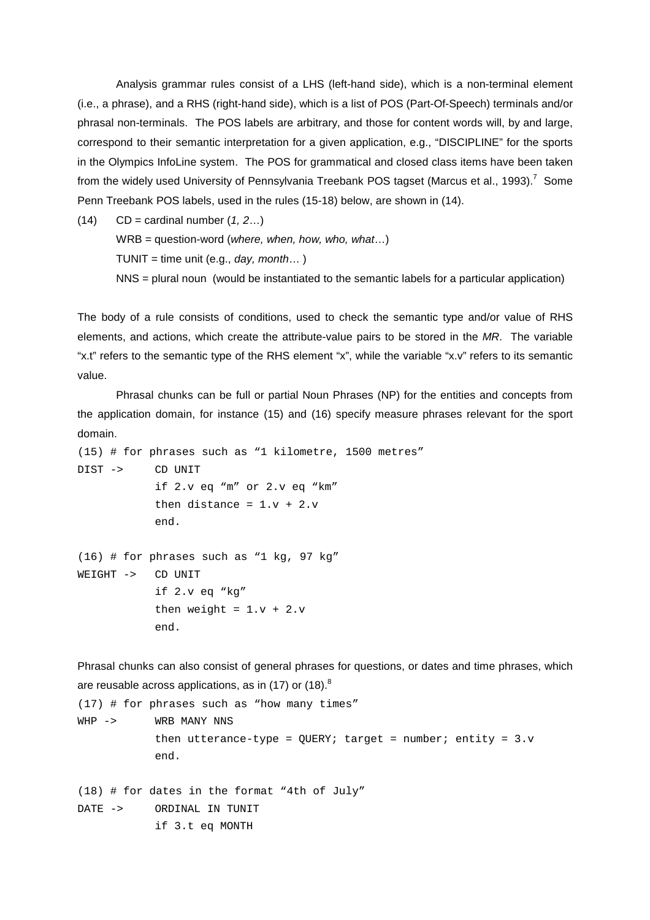Analysis grammar rules consist of a LHS (left-hand side), which is a non-terminal element (i.e., a phrase), and a RHS (right-hand side), which is a list of POS (Part-Of-Speech) terminals and/or phrasal non-terminals. The POS labels are arbitrary, and those for content words will, by and large, correspond to their semantic interpretation for a given application, e.g., "DISCIPLINE" for the sports in the Olympics InfoLine system. The POS for grammatical and closed class items have been taken from the widely used University of Pennsylvania Treebank POS tagset (Marcus et al., 1993).[7] Some Penn Treebank POS labels, used in the rules (15-18) below, are shown in (14).

(14) CD = cardinal number (*1, 2*…)
WRB = question-word (*where, when, how, who, what*…)
TUNIT = time unit (e.g., *day, month*… )
NNS = plural noun (would be instantiated to the semantic labels for a particular application)

The body of a rule consists of conditions, used to check the semantic type and/or value of RHS elements, and actions, which create the attribute-value pairs to be stored in the *MR*. The variable "x.t" refers to the semantic type of the RHS element "x", while the variable "x.v" refers to its semantic value.

Phrasal chunks can be full or partial Noun Phrases (NP) for the entities and concepts from the application domain, for instance (15) and (16) specify measure phrases relevant for the sport domain.

```
(15) # for phrases such as "1 kilometre, 1500 metres"
DIST ->     CD UNIT
            if 2.v eq "m" or 2.v eq "km"
            then distance = 1.v + 2.v
            end.

(16) # for phrases such as "1 kg, 97 kg"
WEIGHT ->   CD UNIT
            if 2.v eq "kg"
            then weight = 1.v + 2.v
            end.
```

Phrasal chunks can also consist of general phrases for questions, or dates and time phrases, which are reusable across applications, as in (17) or (18).[8]

```
(17) # for phrases such as "how many times"
WHP ->      WRB MANY NNS
            then utterance-type = QUERY; target = number; entity = 3.v
            end.

(18) # for dates in the format "4th of July"
DATE ->     ORDINAL IN TUNIT
            if 3.t eq MONTH
```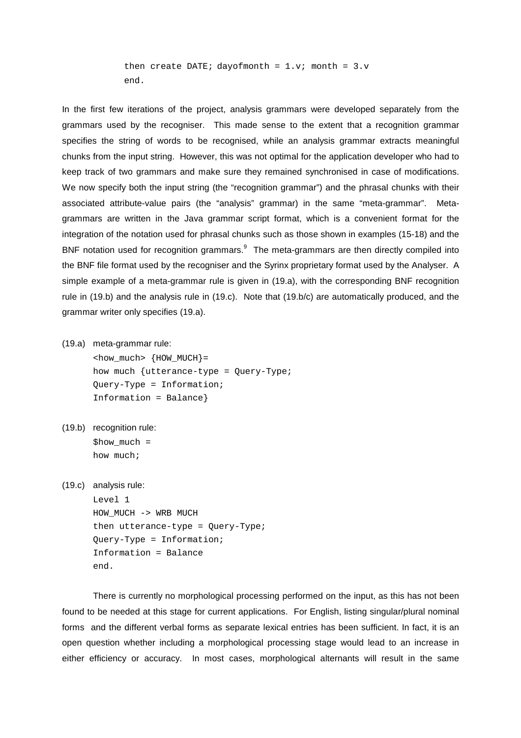```
then create DATE; dayofmonth = 1.v; month = 3.v
end.
```

In the first few iterations of the project, analysis grammars were developed separately from the grammars used by the recogniser. This made sense to the extent that a recognition grammar specifies the string of words to be recognised, while an analysis grammar extracts meaningful chunks from the input string. However, this was not optimal for the application developer who had to keep track of two grammars and make sure they remained synchronised in case of modifications. We now specify both the input string (the "recognition grammar") and the phrasal chunks with their associated attribute-value pairs (the "analysis" grammar) in the same "meta-grammar". Meta-grammars are written in the Java grammar script format, which is a convenient format for the integration of the notation used for phrasal chunks such as those shown in examples (15-18) and the BNF notation used for recognition grammars.[9] The meta-grammars are then directly compiled into the BNF file format used by the recogniser and the Syrinx proprietary format used by the Analyser. A simple example of a meta-grammar rule is given in (19.a), with the corresponding BNF recognition rule in (19.b) and the analysis rule in (19.c). Note that (19.b/c) are automatically produced, and the grammar writer only specifies (19.a).

(19.a) meta-grammar rule:

```
<how_much> {HOW_MUCH}=
how much {utterance-type = Query-Type;
Query-Type = Information;
Information = Balance}
```

(19.b) recognition rule:

```
$how_much =
how much;
```

(19.c) analysis rule:

```
Level 1
HOW_MUCH -> WRB MUCH
then utterance-type = Query-Type;
Query-Type = Information;
Information = Balance
end.
```

There is currently no morphological processing performed on the input, as this has not been found to be needed at this stage for current applications. For English, listing singular/plural nominal forms and the different verbal forms as separate lexical entries has been sufficient. In fact, it is an open question whether including a morphological processing stage would lead to an increase in either efficiency or accuracy. In most cases, morphological alternants will result in the same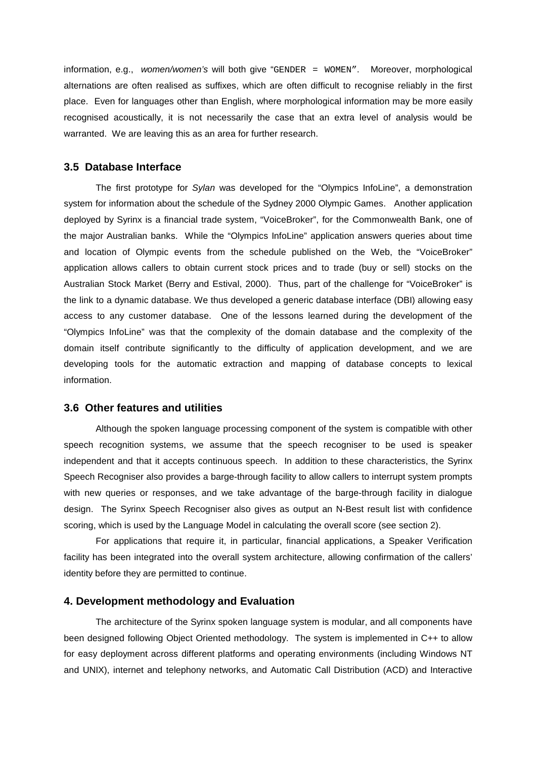information, e.g., *women/women's* will both give "`GENDER = WOMEN`". Moreover, morphological alternations are often realised as suffixes, which are often difficult to recognise reliably in the first place. Even for languages other than English, where morphological information may be more easily recognised acoustically, it is not necessarily the case that an extra level of analysis would be warranted. We are leaving this as an area for further research.

### 3.5 Database Interface

The first prototype for *Sylan* was developed for the "Olympics InfoLine", a demonstration system for information about the schedule of the Sydney 2000 Olympic Games. Another application deployed by Syrinx is a financial trade system, "VoiceBroker", for the Commonwealth Bank, one of the major Australian banks. While the "Olympics InfoLine" application answers queries about time and location of Olympic events from the schedule published on the Web, the "VoiceBroker" application allows callers to obtain current stock prices and to trade (buy or sell) stocks on the Australian Stock Market (Berry and Estival, 2000). Thus, part of the challenge for "VoiceBroker" is the link to a dynamic database. We thus developed a generic database interface (DBI) allowing easy access to any customer database. One of the lessons learned during the development of the "Olympics InfoLine" was that the complexity of the domain database and the complexity of the domain itself contribute significantly to the difficulty of application development, and we are developing tools for the automatic extraction and mapping of database concepts to lexical information.

### 3.6 Other features and utilities

Although the spoken language processing component of the system is compatible with other speech recognition systems, we assume that the speech recogniser to be used is speaker independent and that it accepts continuous speech. In addition to these characteristics, the Syrinx Speech Recogniser also provides a barge-through facility to allow callers to interrupt system prompts with new queries or responses, and we take advantage of the barge-through facility in dialogue design. The Syrinx Speech Recogniser also gives as output an N-Best result list with confidence scoring, which is used by the Language Model in calculating the overall score (see section 2).

For applications that require it, in particular, financial applications, a Speaker Verification facility has been integrated into the overall system architecture, allowing confirmation of the callers' identity before they are permitted to continue.

## 4. Development methodology and Evaluation

The architecture of the Syrinx spoken language system is modular, and all components have been designed following Object Oriented methodology. The system is implemented in C++ to allow for easy deployment across different platforms and operating environments (including Windows NT and UNIX), internet and telephony networks, and Automatic Call Distribution (ACD) and Interactive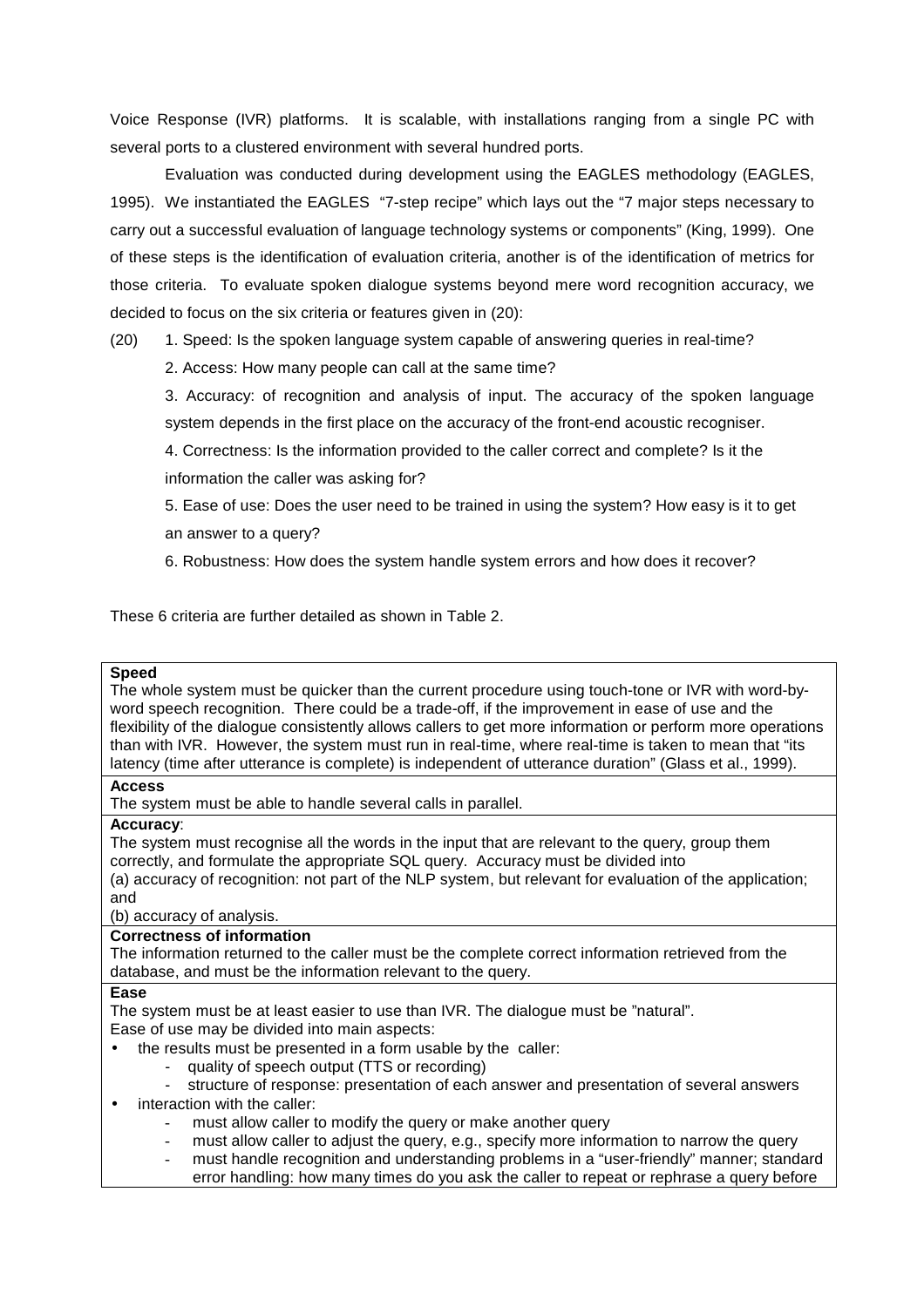Voice Response (IVR) platforms. It is scalable, with installations ranging from a single PC with several ports to a clustered environment with several hundred ports.

Evaluation was conducted during development using the EAGLES methodology (EAGLES, 1995). We instantiated the EAGLES "7-step recipe" which lays out the "7 major steps necessary to carry out a successful evaluation of language technology systems or components" (King, 1999). One of these steps is the identification of evaluation criteria, another is of the identification of metrics for those criteria. To evaluate spoken dialogue systems beyond mere word recognition accuracy, we decided to focus on the six criteria or features given in (20):

(20) 1. Speed: Is the spoken language system capable of answering queries in real-time?

2. Access: How many people can call at the same time?

3. Accuracy: of recognition and analysis of input. The accuracy of the spoken language system depends in the first place on the accuracy of the front-end acoustic recogniser.

4. Correctness: Is the information provided to the caller correct and complete? Is it the information the caller was asking for?

5. Ease of use: Does the user need to be trained in using the system? How easy is it to get an answer to a query?

6. Robustness: How does the system handle system errors and how does it recover?

These 6 criteria are further detailed as shown in Table 2.

| |
|---|
| **Speed**<br>The whole system must be quicker than the current procedure using touch-tone or IVR with word-by-word speech recognition. There could be a trade-off, if the improvement in ease of use and the flexibility of the dialogue consistently allows callers to get more information or perform more operations than with IVR. However, the system must run in real-time, where real-time is taken to mean that "its latency (time after utterance is complete) is independent of utterance duration" (Glass et al., 1999). |
| **Access**<br>The system must be able to handle several calls in parallel. |
| **Accuracy**:<br>The system must recognise all the words in the input that are relevant to the query, group them correctly, and formulate the appropriate SQL query. Accuracy must be divided into<br>(a) accuracy of recognition: not part of the NLP system, but relevant for evaluation of the application; and<br>(b) accuracy of analysis. |
| **Correctness of information**<br>The information returned to the caller must be the complete correct information retrieved from the database, and must be the information relevant to the query. |
| **Ease**<br>The system must be at least easier to use than IVR. The dialogue must be "natural".<br>Ease of use may be divided into main aspects:<br>• the results must be presented in a form usable by the caller:<br>&nbsp;&nbsp;- quality of speech output (TTS or recording)<br>&nbsp;&nbsp;- structure of response: presentation of each answer and presentation of several answers<br>• interaction with the caller:<br>&nbsp;&nbsp;- must allow caller to modify the query or make another query<br>&nbsp;&nbsp;- must allow caller to adjust the query, e.g., specify more information to narrow the query<br>&nbsp;&nbsp;- must handle recognition and understanding problems in a "user-friendly" manner; standard error handling: how many times do you ask the caller to repeat or rephrase a query before |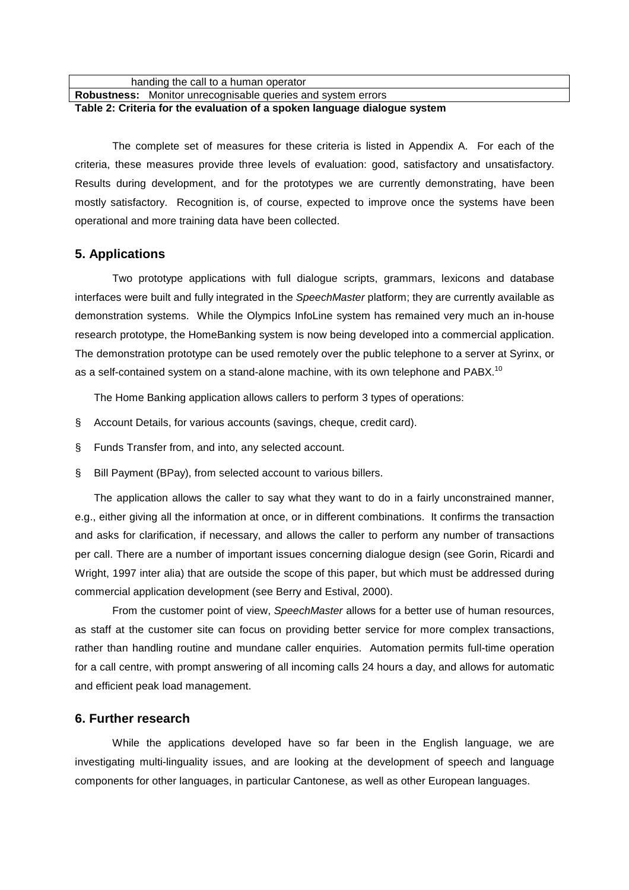| handing the call to a human operator |
|---|
| **Robustness:** Monitor unrecognisable queries and system errors |

**Table 2: Criteria for the evaluation of a spoken language dialogue system**

The complete set of measures for these criteria is listed in Appendix A. For each of the criteria, these measures provide three levels of evaluation: good, satisfactory and unsatisfactory. Results during development, and for the prototypes we are currently demonstrating, have been mostly satisfactory. Recognition is, of course, expected to improve once the systems have been operational and more training data have been collected.

## 5. Applications

Two prototype applications with full dialogue scripts, grammars, lexicons and database interfaces were built and fully integrated in the *SpeechMaster* platform; they are currently available as demonstration systems. While the Olympics InfoLine system has remained very much an in-house research prototype, the HomeBanking system is now being developed into a commercial application. The demonstration prototype can be used remotely over the public telephone to a server at Syrinx, or as a self-contained system on a stand-alone machine, with its own telephone and PABX.[10]

The Home Banking application allows callers to perform 3 types of operations:

- Account Details, for various accounts (savings, cheque, credit card).
- Funds Transfer from, and into, any selected account.
- Bill Payment (BPay), from selected account to various billers.

The application allows the caller to say what they want to do in a fairly unconstrained manner, e.g., either giving all the information at once, or in different combinations. It confirms the transaction and asks for clarification, if necessary, and allows the caller to perform any number of transactions per call. There are a number of important issues concerning dialogue design (see Gorin, Ricardi and Wright, 1997 inter alia) that are outside the scope of this paper, but which must be addressed during commercial application development (see Berry and Estival, 2000).

From the customer point of view, *SpeechMaster* allows for a better use of human resources, as staff at the customer site can focus on providing better service for more complex transactions, rather than handling routine and mundane caller enquiries. Automation permits full-time operation for a call centre, with prompt answering of all incoming calls 24 hours a day, and allows for automatic and efficient peak load management.

## 6. Further research

While the applications developed have so far been in the English language, we are investigating multi-linguality issues, and are looking at the development of speech and language components for other languages, in particular Cantonese, as well as other European languages.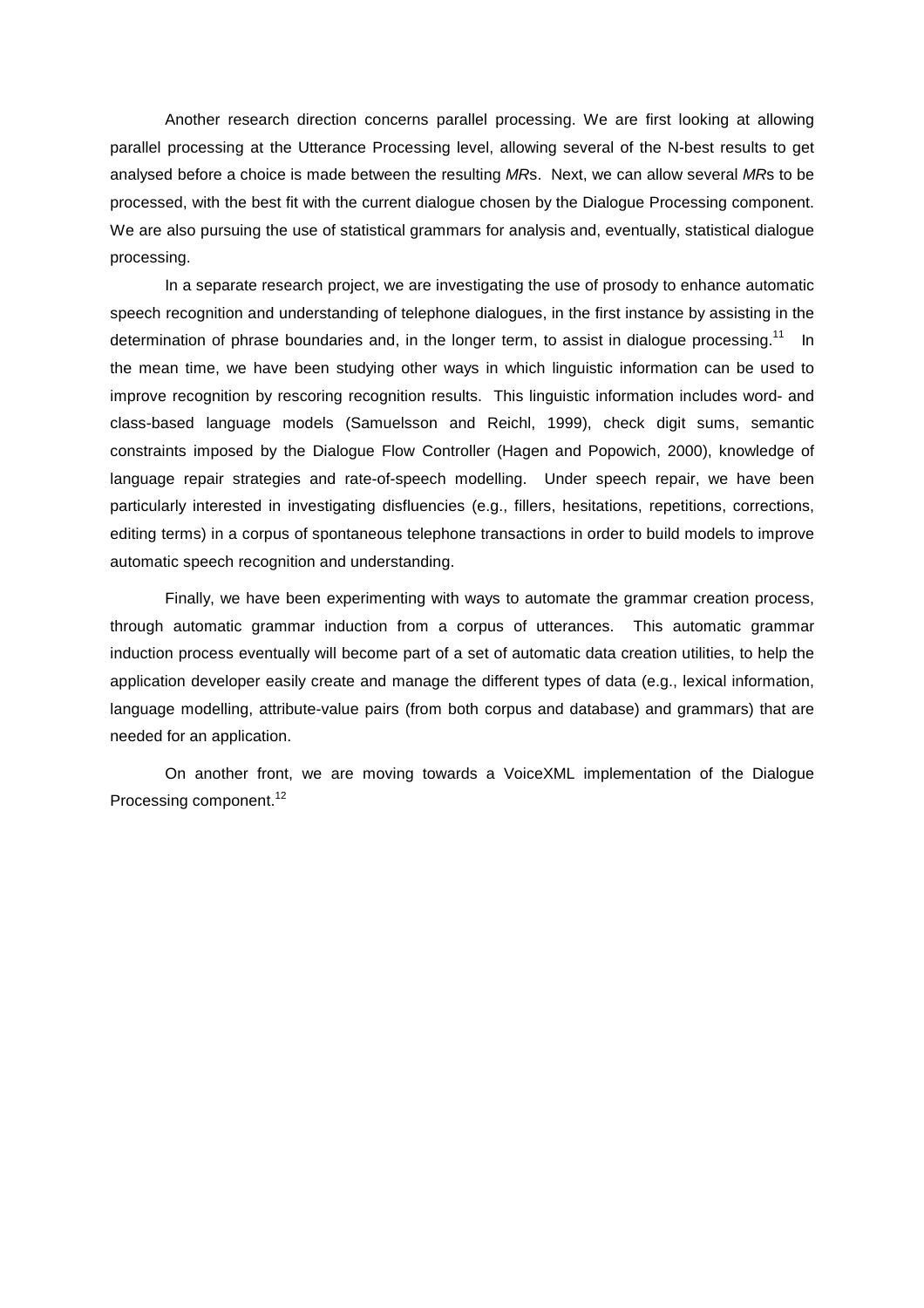Another research direction concerns parallel processing. We are first looking at allowing parallel processing at the Utterance Processing level, allowing several of the N-best results to get analysed before a choice is made between the resulting *MR*s. Next, we can allow several *MR*s to be processed, with the best fit with the current dialogue chosen by the Dialogue Processing component. We are also pursuing the use of statistical grammars for analysis and, eventually, statistical dialogue processing.

In a separate research project, we are investigating the use of prosody to enhance automatic speech recognition and understanding of telephone dialogues, in the first instance by assisting in the determination of phrase boundaries and, in the longer term, to assist in dialogue processing.[11] In the mean time, we have been studying other ways in which linguistic information can be used to improve recognition by rescoring recognition results. This linguistic information includes word- and class-based language models (Samuelsson and Reichl, 1999), check digit sums, semantic constraints imposed by the Dialogue Flow Controller (Hagen and Popowich, 2000), knowledge of language repair strategies and rate-of-speech modelling. Under speech repair, we have been particularly interested in investigating disfluencies (e.g., fillers, hesitations, repetitions, corrections, editing terms) in a corpus of spontaneous telephone transactions in order to build models to improve automatic speech recognition and understanding.

Finally, we have been experimenting with ways to automate the grammar creation process, through automatic grammar induction from a corpus of utterances. This automatic grammar induction process eventually will become part of a set of automatic data creation utilities, to help the application developer easily create and manage the different types of data (e.g., lexical information, language modelling, attribute-value pairs (from both corpus and database) and grammars) that are needed for an application.

On another front, we are moving towards a VoiceXML implementation of the Dialogue Processing component.[12]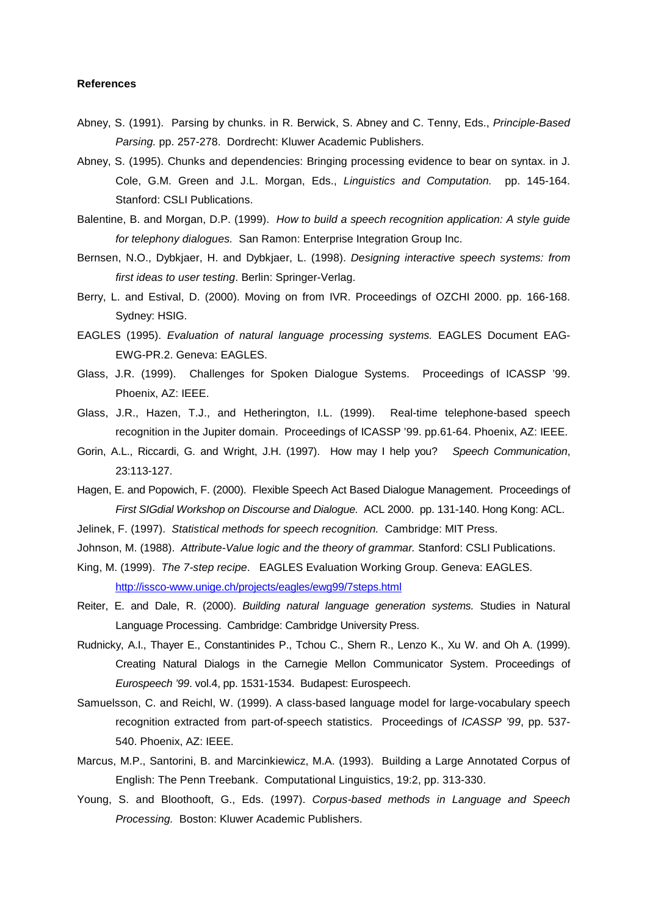**References**

Abney, S. (1991). Parsing by chunks. in R. Berwick, S. Abney and C. Tenny, Eds., *Principle-Based Parsing.* pp. 257-278. Dordrecht: Kluwer Academic Publishers.

Abney, S. (1995). Chunks and dependencies: Bringing processing evidence to bear on syntax. in J. Cole, G.M. Green and J.L. Morgan, Eds., *Linguistics and Computation.* pp. 145-164. Stanford: CSLI Publications.

Balentine, B. and Morgan, D.P. (1999). *How to build a speech recognition application: A style guide for telephony dialogues.* San Ramon: Enterprise Integration Group Inc.

Bernsen, N.O., Dybkjaer, H. and Dybkjaer, L. (1998). *Designing interactive speech systems: from first ideas to user testing*. Berlin: Springer-Verlag.

Berry, L. and Estival, D. (2000). Moving on from IVR. Proceedings of OZCHI 2000. pp. 166-168. Sydney: HSIG.

EAGLES (1995). *Evaluation of natural language processing systems.* EAGLES Document EAG-EWG-PR.2. Geneva: EAGLES.

Glass, J.R. (1999). Challenges for Spoken Dialogue Systems. Proceedings of ICASSP '99. Phoenix, AZ: IEEE.

Glass, J.R., Hazen, T.J., and Hetherington, I.L. (1999). Real-time telephone-based speech recognition in the Jupiter domain. Proceedings of ICASSP '99. pp.61-64. Phoenix, AZ: IEEE.

Gorin, A.L., Riccardi, G. and Wright, J.H. (1997). How may I help you? *Speech Communication*, 23:113-127.

Hagen, E. and Popowich, F. (2000). Flexible Speech Act Based Dialogue Management. Proceedings of *First SIGdial Workshop on Discourse and Dialogue.* ACL 2000. pp. 131-140. Hong Kong: ACL.

Jelinek, F. (1997). *Statistical methods for speech recognition.* Cambridge: MIT Press.

Johnson, M. (1988). *Attribute-Value logic and the theory of grammar.* Stanford: CSLI Publications.

King, M. (1999). *The 7-step recipe*. EAGLES Evaluation Working Group. Geneva: EAGLES. http://issco-www.unige.ch/projects/eagles/ewg99/7steps.html

Reiter, E. and Dale, R. (2000). *Building natural language generation systems.* Studies in Natural Language Processing. Cambridge: Cambridge University Press.

Rudnicky, A.I., Thayer E., Constantinides P., Tchou C., Shern R., Lenzo K., Xu W. and Oh A. (1999). Creating Natural Dialogs in the Carnegie Mellon Communicator System. Proceedings of *Eurospeech '99*. vol.4, pp. 1531-1534. Budapest: Eurospeech.

Samuelsson, C. and Reichl, W. (1999). A class-based language model for large-vocabulary speech recognition extracted from part-of-speech statistics. Proceedings of *ICASSP '99*, pp. 537-540. Phoenix, AZ: IEEE.

Marcus, M.P., Santorini, B. and Marcinkiewicz, M.A. (1993). Building a Large Annotated Corpus of English: The Penn Treebank. Computational Linguistics, 19:2, pp. 313-330.

Young, S. and Bloothooft, G., Eds. (1997). *Corpus-based methods in Language and Speech Processing.* Boston: Kluwer Academic Publishers.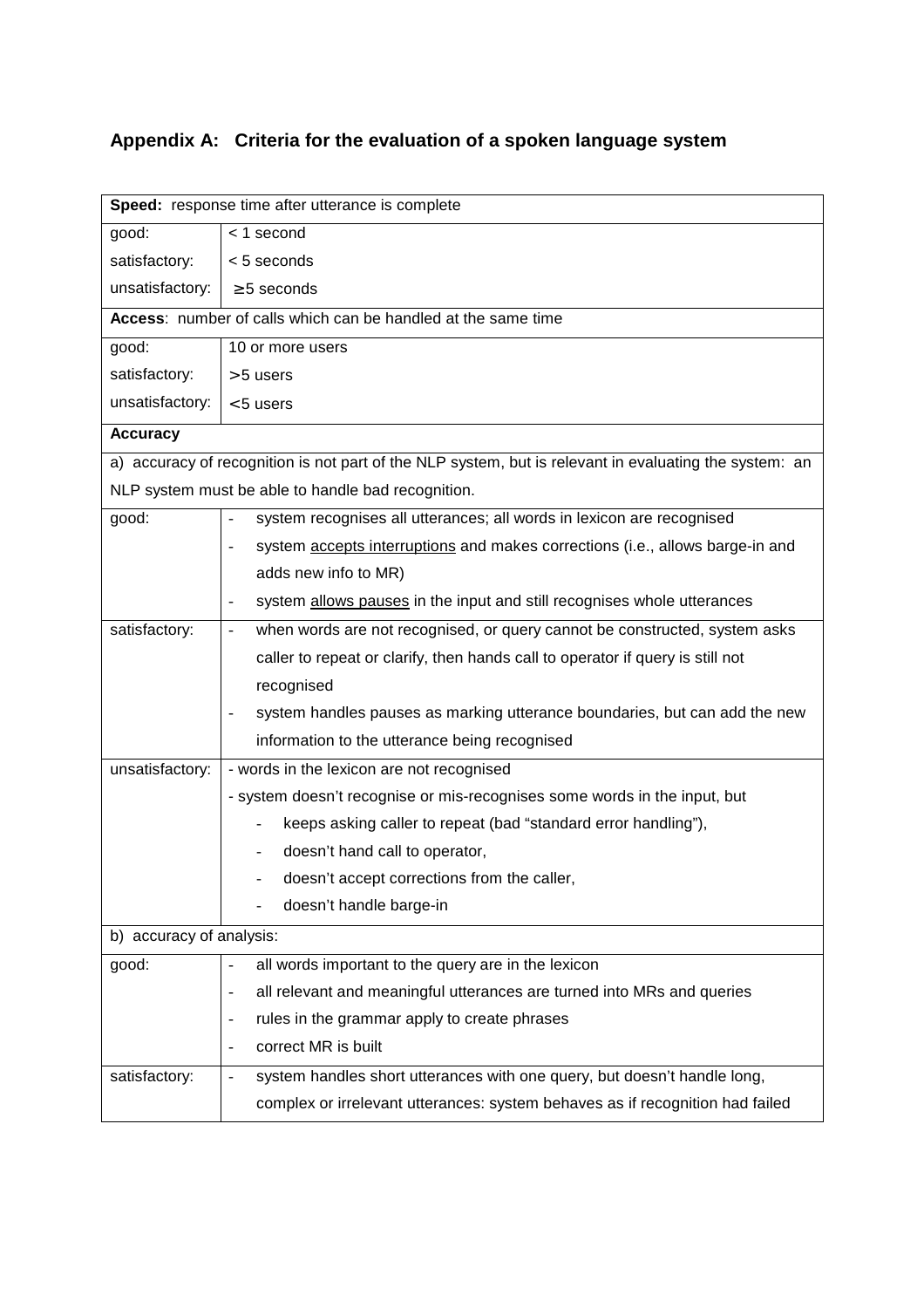## Appendix A: Criteria for the evaluation of a spoken language system

| **Speed:** response time after utterance is complete | |
|---|---|
| good: | < 1 second |
| satisfactory: | < 5 seconds |
| unsatisfactory: | ≥5 seconds |
| **Access**: number of calls which can be handled at the same time | |
| good: | 10 or more users |
| satisfactory: | >5 users |
| unsatisfactory: | <5 users |
| **Accuracy** | |
| a) accuracy of recognition is not part of the NLP system, but is relevant in evaluating the system: an NLP system must be able to handle bad recognition. | |
| good: | - system recognises all utterances; all words in lexicon are recognised<br>- system <u>accepts interruptions</u> and makes corrections (i.e., allows barge-in and adds new info to MR)<br>- system <u>allows pauses</u> in the input and still recognises whole utterances |
| satisfactory: | - when words are not recognised, or query cannot be constructed, system asks caller to repeat or clarify, then hands call to operator if query is still not recognised<br>- system handles pauses as marking utterance boundaries, but can add the new information to the utterance being recognised |
| unsatisfactory: | - words in the lexicon are not recognised<br>- system doesn't recognise or mis-recognises some words in the input, but<br>&nbsp;&nbsp;&nbsp;&nbsp;- keeps asking caller to repeat (bad "standard error handling"),<br>&nbsp;&nbsp;&nbsp;&nbsp;- doesn't hand call to operator,<br>&nbsp;&nbsp;&nbsp;&nbsp;- doesn't accept corrections from the caller,<br>&nbsp;&nbsp;&nbsp;&nbsp;- doesn't handle barge-in |
| b) accuracy of analysis: | |
| good: | - all words important to the query are in the lexicon<br>- all relevant and meaningful utterances are turned into MRs and queries<br>- rules in the grammar apply to create phrases<br>- correct MR is built |
| satisfactory: | - system handles short utterances with one query, but doesn't handle long, complex or irrelevant utterances: system behaves as if recognition had failed |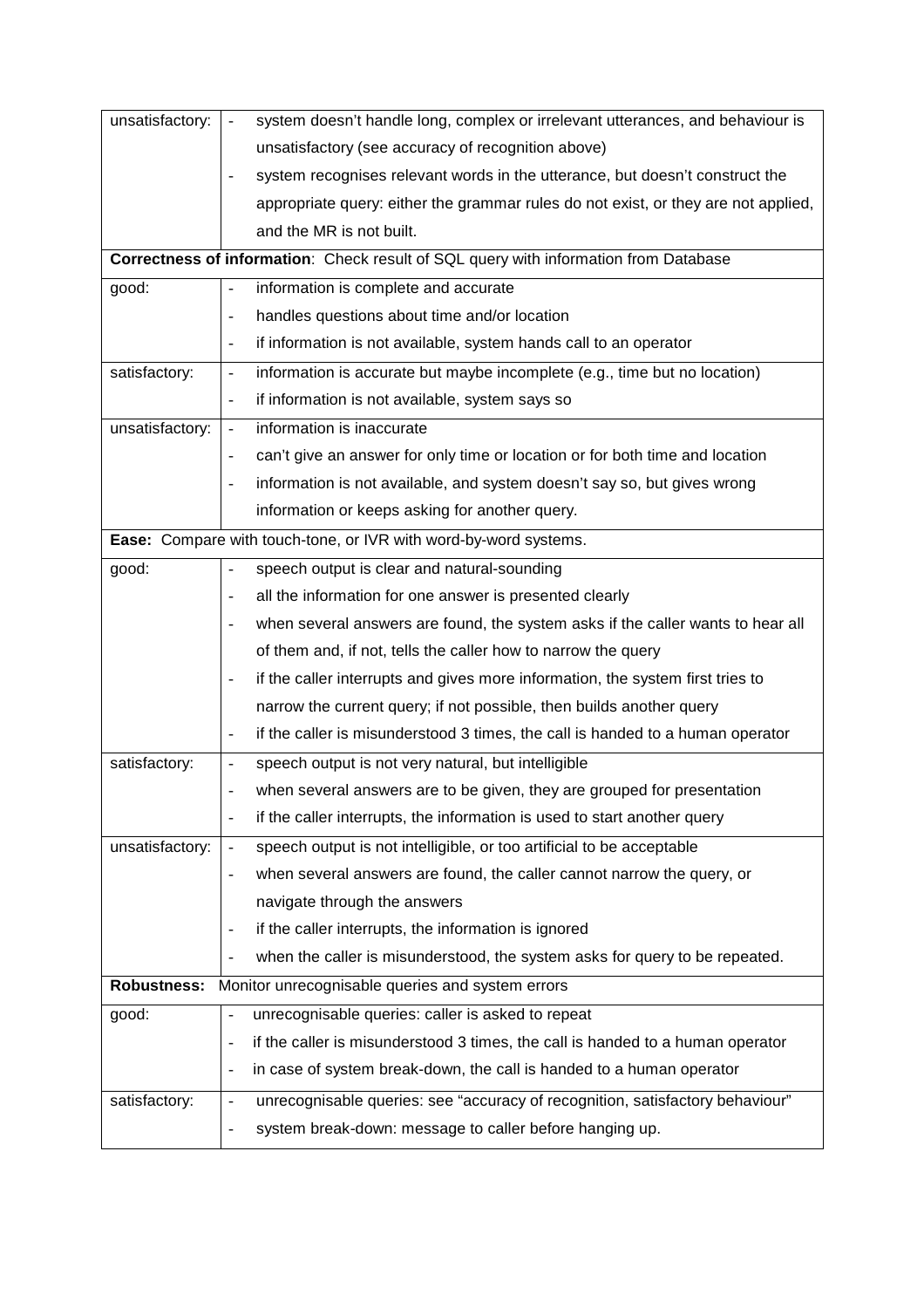| | |
|---|---|
| unsatisfactory: | - system doesn't handle long, complex or irrelevant utterances, and behaviour is unsatisfactory (see accuracy of recognition above)<br>- system recognises relevant words in the utterance, but doesn't construct the appropriate query: either the grammar rules do not exist, or they are not applied, and the MR is not built. |
| **Correctness of information**: Check result of SQL query with information from Database | |
| good: | - information is complete and accurate<br>- handles questions about time and/or location<br>- if information is not available, system hands call to an operator |
| satisfactory: | - information is accurate but maybe incomplete (e.g., time but no location)<br>- if information is not available, system says so |
| unsatisfactory: | - information is inaccurate<br>- can't give an answer for only time or location or for both time and location<br>- information is not available, and system doesn't say so, but gives wrong information or keeps asking for another query. |
| **Ease:** Compare with touch-tone, or IVR with word-by-word systems. | |
| good: | - speech output is clear and natural-sounding<br>- all the information for one answer is presented clearly<br>- when several answers are found, the system asks if the caller wants to hear all of them and, if not, tells the caller how to narrow the query<br>- if the caller interrupts and gives more information, the system first tries to narrow the current query; if not possible, then builds another query<br>- if the caller is misunderstood 3 times, the call is handed to a human operator |
| satisfactory: | - speech output is not very natural, but intelligible<br>- when several answers are to be given, they are grouped for presentation<br>- if the caller interrupts, the information is used to start another query |
| unsatisfactory: | - speech output is not intelligible, or too artificial to be acceptable<br>- when several answers are found, the caller cannot narrow the query, or navigate through the answers<br>- if the caller interrupts, the information is ignored<br>- when the caller is misunderstood, the system asks for query to be repeated. |
| **Robustness:** Monitor unrecognisable queries and system errors | |
| good: | - unrecognisable queries: caller is asked to repeat<br>- if the caller is misunderstood 3 times, the call is handed to a human operator<br>- in case of system break-down, the call is handed to a human operator |
| satisfactory: | - unrecognisable queries: see "accuracy of recognition, satisfactory behaviour"<br>- system break-down: message to caller before hanging up. |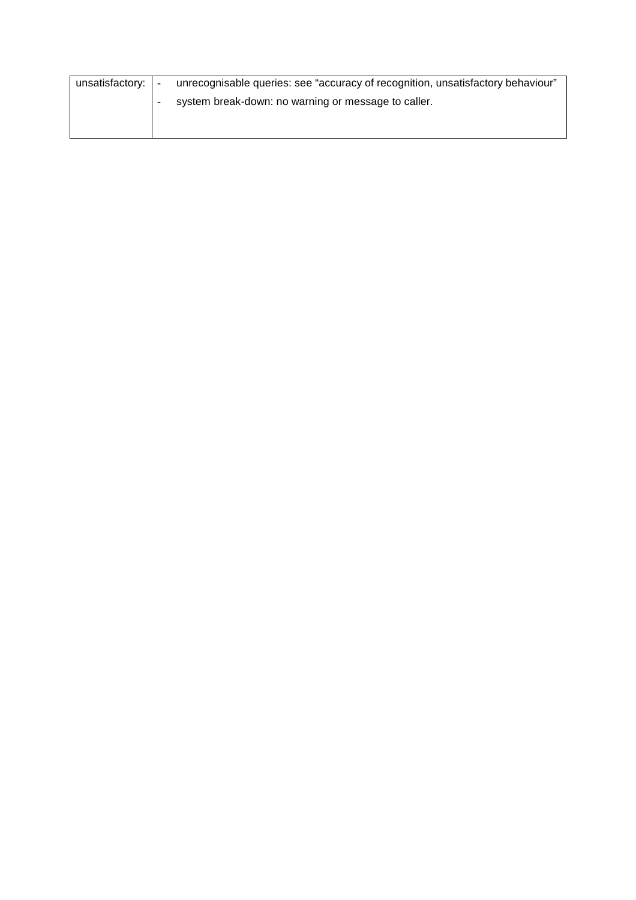| unsatisfactory: | - unrecognisable queries: see “accuracy of recognition, unsatisfactory behaviour”<br>- system break-down: no warning or message to caller. |
| --- | --- |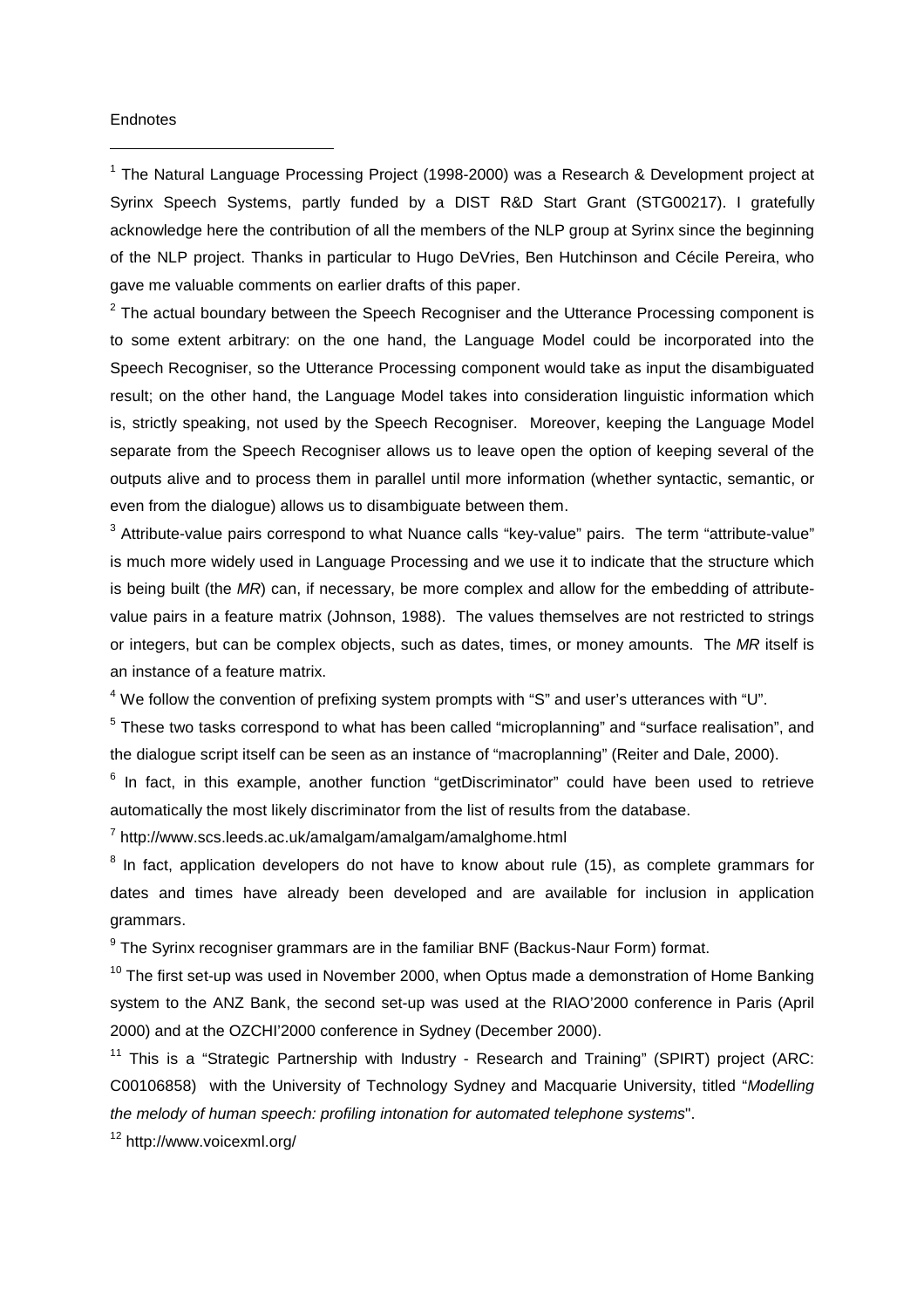Endnotes

[1] The Natural Language Processing Project (1998-2000) was a Research & Development project at Syrinx Speech Systems, partly funded by a DIST R&D Start Grant (STG00217). I gratefully acknowledge here the contribution of all the members of the NLP group at Syrinx since the beginning of the NLP project. Thanks in particular to Hugo DeVries, Ben Hutchinson and Cécile Pereira, who gave me valuable comments on earlier drafts of this paper.

[2] The actual boundary between the Speech Recogniser and the Utterance Processing component is to some extent arbitrary: on the one hand, the Language Model could be incorporated into the Speech Recogniser, so the Utterance Processing component would take as input the disambiguated result; on the other hand, the Language Model takes into consideration linguistic information which is, strictly speaking, not used by the Speech Recogniser. Moreover, keeping the Language Model separate from the Speech Recogniser allows us to leave open the option of keeping several of the outputs alive and to process them in parallel until more information (whether syntactic, semantic, or even from the dialogue) allows us to disambiguate between them.

[3] Attribute-value pairs correspond to what Nuance calls "key-value" pairs. The term "attribute-value" is much more widely used in Language Processing and we use it to indicate that the structure which is being built (the *MR*) can, if necessary, be more complex and allow for the embedding of attribute-value pairs in a feature matrix (Johnson, 1988). The values themselves are not restricted to strings or integers, but can be complex objects, such as dates, times, or money amounts. The *MR* itself is an instance of a feature matrix.

[4] We follow the convention of prefixing system prompts with "S" and user's utterances with "U".

[5] These two tasks correspond to what has been called "microplanning" and "surface realisation", and the dialogue script itself can be seen as an instance of "macroplanning" (Reiter and Dale, 2000).

[6] In fact, in this example, another function "getDiscriminator" could have been used to retrieve automatically the most likely discriminator from the list of results from the database.

[7] http://www.scs.leeds.ac.uk/amalgam/amalgam/amalghome.html

[8] In fact, application developers do not have to know about rule (15), as complete grammars for dates and times have already been developed and are available for inclusion in application grammars.

[9] The Syrinx recogniser grammars are in the familiar BNF (Backus-Naur Form) format.

[10] The first set-up was used in November 2000, when Optus made a demonstration of Home Banking system to the ANZ Bank, the second set-up was used at the RIAO'2000 conference in Paris (April 2000) and at the OZCHI'2000 conference in Sydney (December 2000).

[11] This is a "Strategic Partnership with Industry - Research and Training" (SPIRT) project (ARC: C00106858) with the University of Technology Sydney and Macquarie University, titled "*Modelling the melody of human speech: profiling intonation for automated telephone systems*".

[12] http://www.voicexml.org/